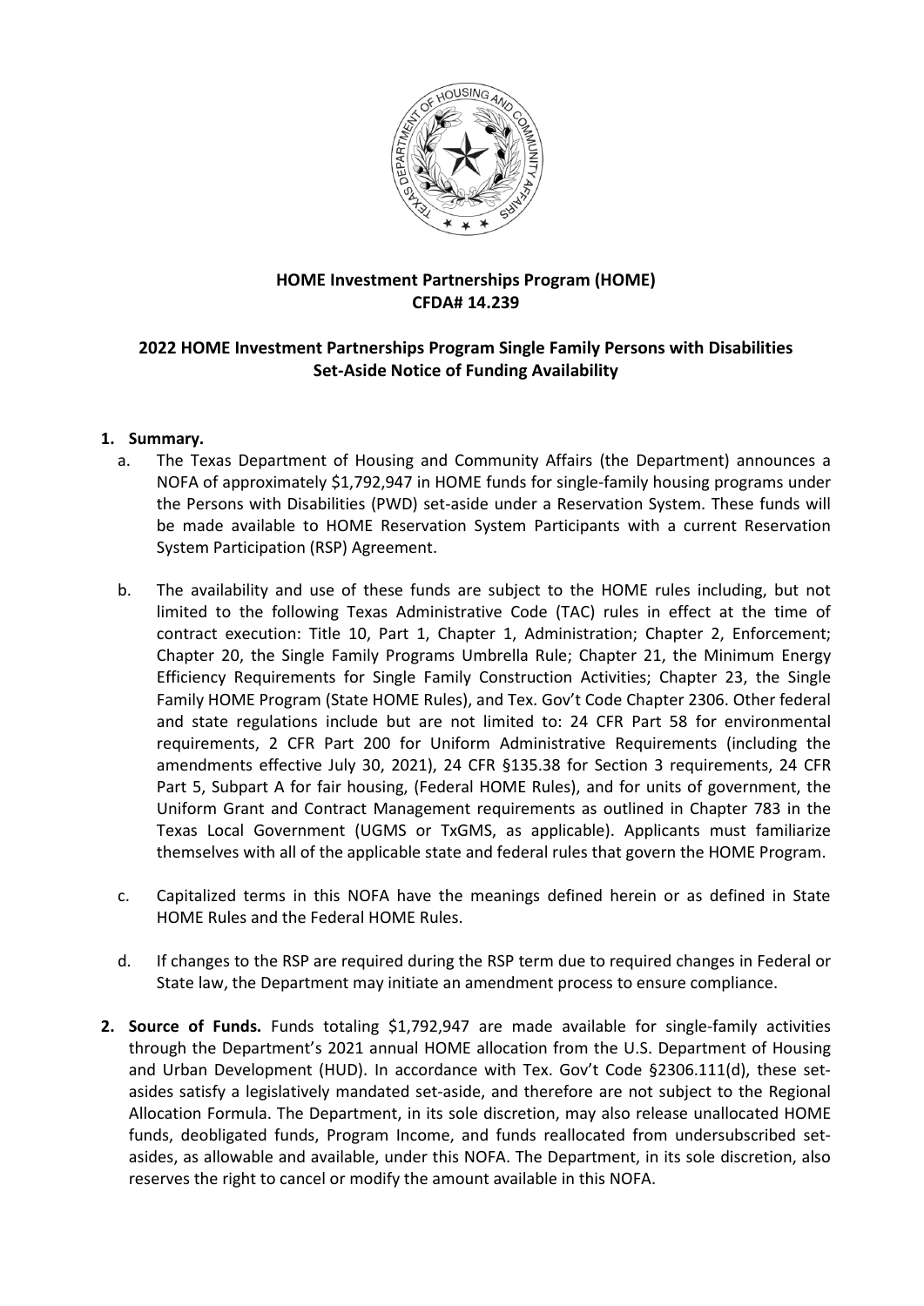**HOME Investment Partnerships Program (HOME)**
**CFDA# 14.239**

**2022 HOME Investment Partnerships Program Single Family Persons with Disabilities Set-Aside Notice of Funding Availability**

1. **Summary.**
   a. The Texas Department of Housing and Community Affairs (the Department) announces a NOFA of approximately $1,792,947 in HOME funds for single-family housing programs under the Persons with Disabilities (PWD) set-aside under a Reservation System. These funds will be made available to HOME Reservation System Participants with a current Reservation System Participation (RSP) Agreement.

   b. The availability and use of these funds are subject to the HOME rules including, but not limited to the following Texas Administrative Code (TAC) rules in effect at the time of contract execution: Title 10, Part 1, Chapter 1, Administration; Chapter 2, Enforcement; Chapter 20, the Single Family Programs Umbrella Rule; Chapter 21, the Minimum Energy Efficiency Requirements for Single Family Construction Activities; Chapter 23, the Single Family HOME Program (State HOME Rules), and Tex. Gov't Code Chapter 2306. Other federal and state regulations include but are not limited to: 24 CFR Part 58 for environmental requirements, 2 CFR Part 200 for Uniform Administrative Requirements (including the amendments effective July 30, 2021), 24 CFR §135.38 for Section 3 requirements, 24 CFR Part 5, Subpart A for fair housing, (Federal HOME Rules), and for units of government, the Uniform Grant and Contract Management requirements as outlined in Chapter 783 in the Texas Local Government (UGMS or TxGMS, as applicable). Applicants must familiarize themselves with all of the applicable state and federal rules that govern the HOME Program.

   c. Capitalized terms in this NOFA have the meanings defined herein or as defined in State HOME Rules and the Federal HOME Rules.

   d. If changes to the RSP are required during the RSP term due to required changes in Federal or State law, the Department may initiate an amendment process to ensure compliance.

2. **Source of Funds.** Funds totaling $1,792,947 are made available for single-family activities through the Department's 2021 annual HOME allocation from the U.S. Department of Housing and Urban Development (HUD). In accordance with Tex. Gov't Code §2306.111(d), these set-asides satisfy a legislatively mandated set-aside, and therefore are not subject to the Regional Allocation Formula. The Department, in its sole discretion, may also release unallocated HOME funds, deobligated funds, Program Income, and funds reallocated from undersubscribed set-asides, as allowable and available, under this NOFA. The Department, in its sole discretion, also reserves the right to cancel or modify the amount available in this NOFA.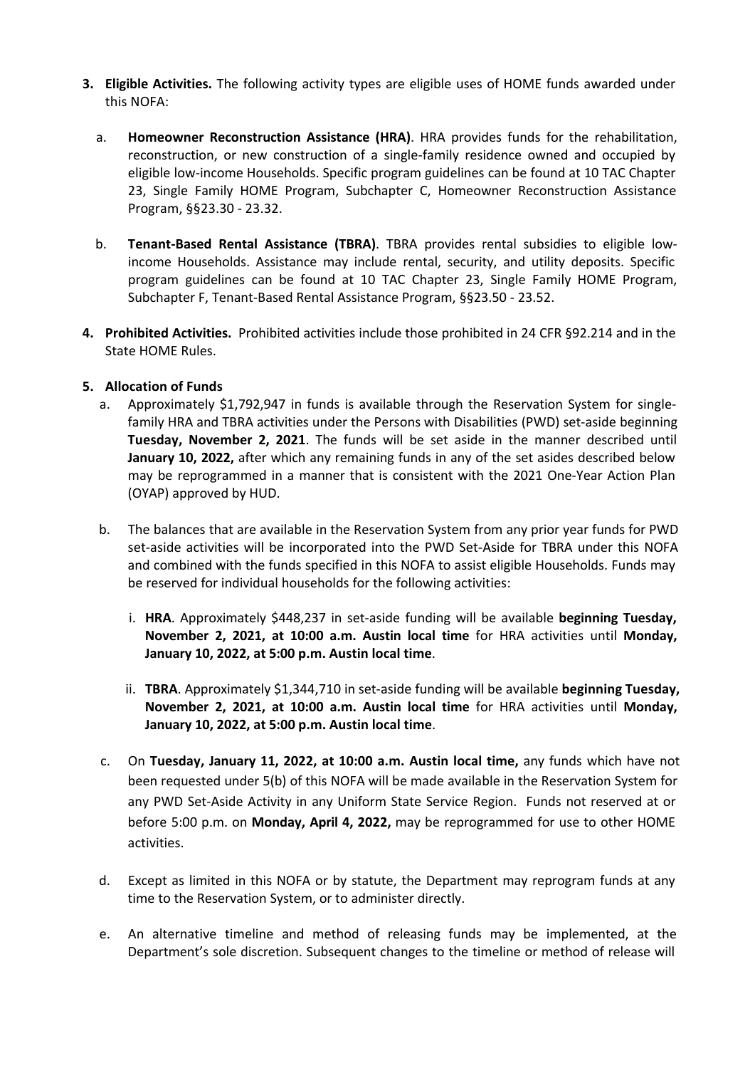3. **Eligible Activities.** The following activity types are eligible uses of HOME funds awarded under this NOFA:

   a. **Homeowner Reconstruction Assistance (HRA)**. HRA provides funds for the rehabilitation, reconstruction, or new construction of a single-family residence owned and occupied by eligible low-income Households. Specific program guidelines can be found at 10 TAC Chapter 23, Single Family HOME Program, Subchapter C, Homeowner Reconstruction Assistance Program, §§23.30 - 23.32.

   b. **Tenant-Based Rental Assistance (TBRA)**. TBRA provides rental subsidies to eligible low-income Households. Assistance may include rental, security, and utility deposits. Specific program guidelines can be found at 10 TAC Chapter 23, Single Family HOME Program, Subchapter F, Tenant-Based Rental Assistance Program, §§23.50 - 23.52.

4. **Prohibited Activities.** Prohibited activities include those prohibited in 24 CFR §92.214 and in the State HOME Rules.

5. **Allocation of Funds**

   a. Approximately $1,792,947 in funds is available through the Reservation System for single-family HRA and TBRA activities under the Persons with Disabilities (PWD) set-aside beginning **Tuesday, November 2, 2021**. The funds will be set aside in the manner described until **January 10, 2022,** after which any remaining funds in any of the set asides described below may be reprogrammed in a manner that is consistent with the 2021 One-Year Action Plan (OYAP) approved by HUD.

   b. The balances that are available in the Reservation System from any prior year funds for PWD set-aside activities will be incorporated into the PWD Set-Aside for TBRA under this NOFA and combined with the funds specified in this NOFA to assist eligible Households. Funds may be reserved for individual households for the following activities:

      i. **HRA**. Approximately $448,237 in set-aside funding will be available **beginning Tuesday, November 2, 2021, at 10:00 a.m. Austin local time** for HRA activities until **Monday, January 10, 2022, at 5:00 p.m. Austin local time**.

      ii. **TBRA**. Approximately $1,344,710 in set-aside funding will be available **beginning Tuesday, November 2, 2021, at 10:00 a.m. Austin local time** for HRA activities until **Monday, January 10, 2022, at 5:00 p.m. Austin local time**.

   c. On **Tuesday, January 11, 2022, at 10:00 a.m. Austin local time,** any funds which have not been requested under 5(b) of this NOFA will be made available in the Reservation System for any PWD Set-Aside Activity in any Uniform State Service Region. Funds not reserved at or before 5:00 p.m. on **Monday, April 4, 2022,** may be reprogrammed for use to other HOME activities.

   d. Except as limited in this NOFA or by statute, the Department may reprogram funds at any time to the Reservation System, or to administer directly.

   e. An alternative timeline and method of releasing funds may be implemented, at the Department's sole discretion. Subsequent changes to the timeline or method of release will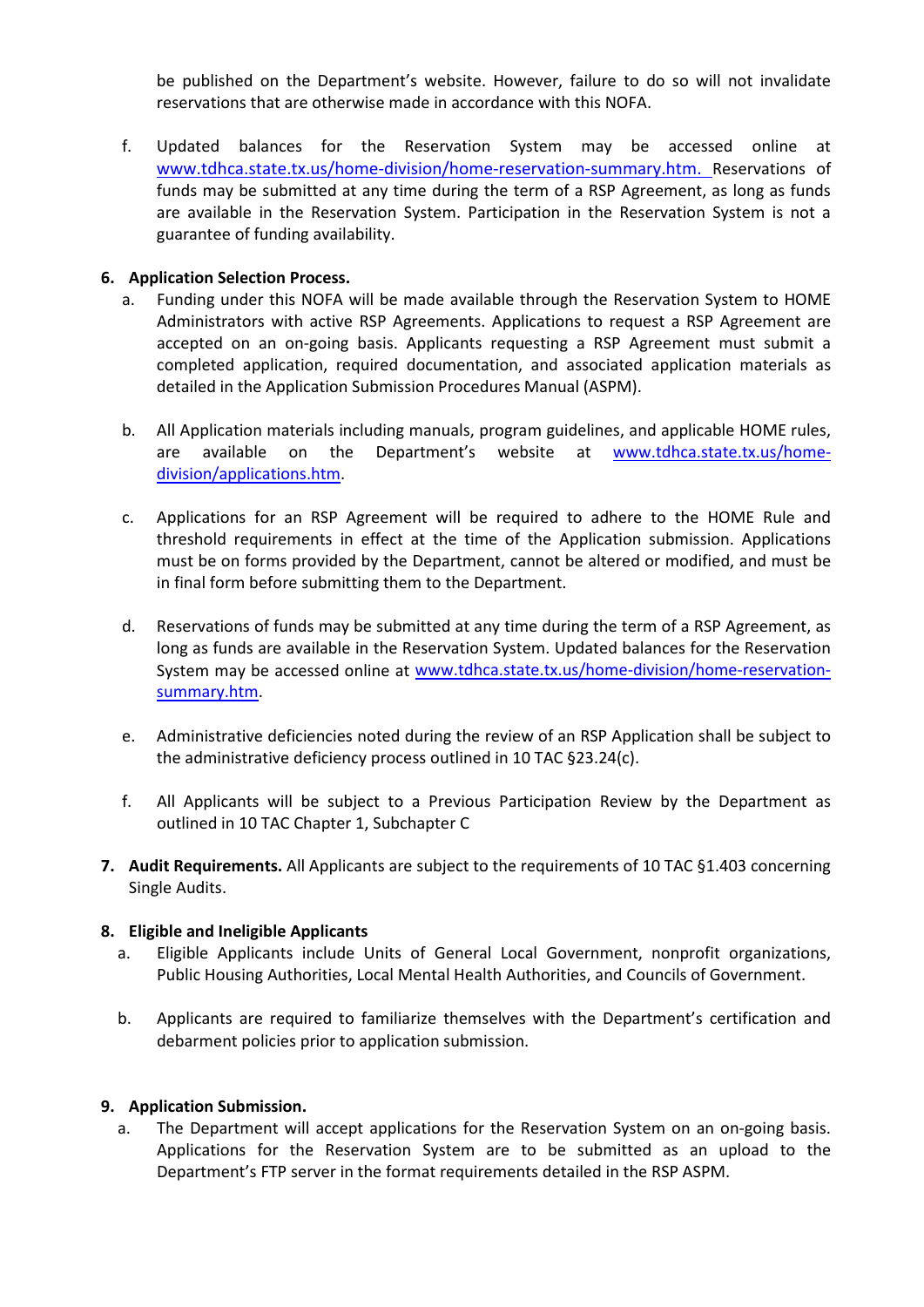be published on the Department's website. However, failure to do so will not invalidate reservations that are otherwise made in accordance with this NOFA.

f. Updated balances for the Reservation System may be accessed online at www.tdhca.state.tx.us/home-division/home-reservation-summary.htm. Reservations of funds may be submitted at any time during the term of a RSP Agreement, as long as funds are available in the Reservation System. Participation in the Reservation System is not a guarantee of funding availability.

**6. Application Selection Process.**

a. Funding under this NOFA will be made available through the Reservation System to HOME Administrators with active RSP Agreements. Applications to request a RSP Agreement are accepted on an on-going basis. Applicants requesting a RSP Agreement must submit a completed application, required documentation, and associated application materials as detailed in the Application Submission Procedures Manual (ASPM).

b. All Application materials including manuals, program guidelines, and applicable HOME rules, are available on the Department's website at www.tdhca.state.tx.us/home-division/applications.htm.

c. Applications for an RSP Agreement will be required to adhere to the HOME Rule and threshold requirements in effect at the time of the Application submission. Applications must be on forms provided by the Department, cannot be altered or modified, and must be in final form before submitting them to the Department.

d. Reservations of funds may be submitted at any time during the term of a RSP Agreement, as long as funds are available in the Reservation System. Updated balances for the Reservation System may be accessed online at www.tdhca.state.tx.us/home-division/home-reservation-summary.htm.

e. Administrative deficiencies noted during the review of an RSP Application shall be subject to the administrative deficiency process outlined in 10 TAC §23.24(c).

f. All Applicants will be subject to a Previous Participation Review by the Department as outlined in 10 TAC Chapter 1, Subchapter C

**7. Audit Requirements.** All Applicants are subject to the requirements of 10 TAC §1.403 concerning Single Audits.

**8. Eligible and Ineligible Applicants**

a. Eligible Applicants include Units of General Local Government, nonprofit organizations, Public Housing Authorities, Local Mental Health Authorities, and Councils of Government.

b. Applicants are required to familiarize themselves with the Department's certification and debarment policies prior to application submission.

**9. Application Submission.**

a. The Department will accept applications for the Reservation System on an on-going basis. Applications for the Reservation System are to be submitted as an upload to the Department's FTP server in the format requirements detailed in the RSP ASPM.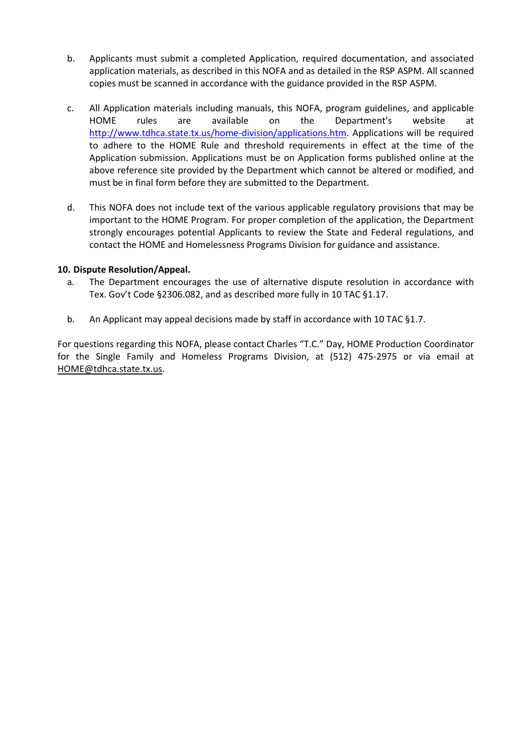b. Applicants must submit a completed Application, required documentation, and associated application materials, as described in this NOFA and as detailed in the RSP ASPM. All scanned copies must be scanned in accordance with the guidance provided in the RSP ASPM.

c. All Application materials including manuals, this NOFA, program guidelines, and applicable HOME rules are available on the Department's website at [http://www.tdhca.state.tx.us/home-division/applications.htm](http://www.tdhca.state.tx.us/home-division/applications.htm). Applications will be required to adhere to the HOME Rule and threshold requirements in effect at the time of the Application submission. Applications must be on Application forms published online at the above reference site provided by the Department which cannot be altered or modified, and must be in final form before they are submitted to the Department.

d. This NOFA does not include text of the various applicable regulatory provisions that may be important to the HOME Program. For proper completion of the application, the Department strongly encourages potential Applicants to review the State and Federal regulations, and contact the HOME and Homelessness Programs Division for guidance and assistance.

**10. Dispute Resolution/Appeal.**

a. The Department encourages the use of alternative dispute resolution in accordance with Tex. Gov't Code §2306.082, and as described more fully in 10 TAC §1.17.

b. An Applicant may appeal decisions made by staff in accordance with 10 TAC §1.7.

For questions regarding this NOFA, please contact Charles "T.C." Day, HOME Production Coordinator for the Single Family and Homeless Programs Division, at (512) 475-2975 or via email at HOME@tdhca.state.tx.us.